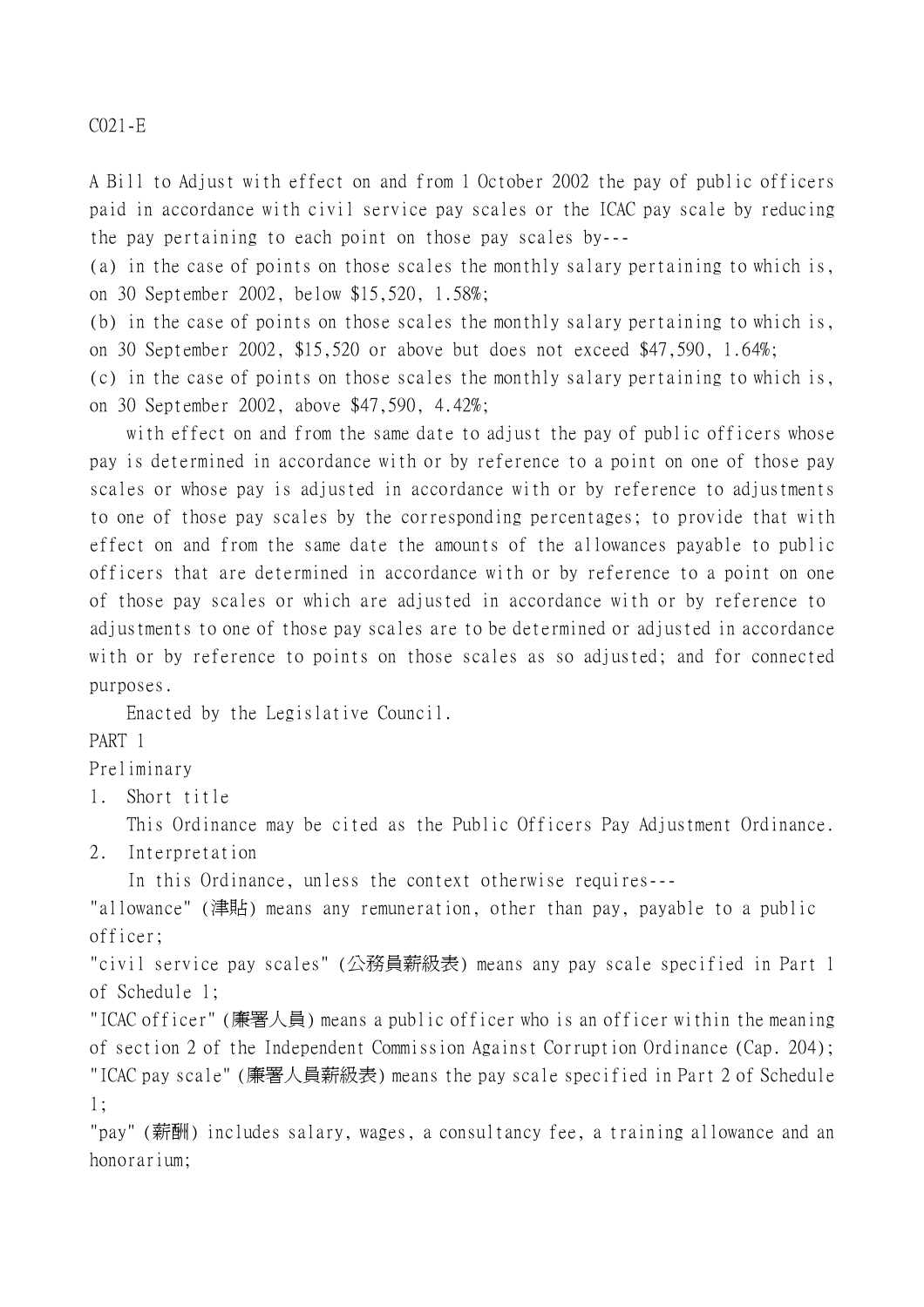C021-E

A Bill to Adjust with effect on and from 1 October 2002 the pay of public officers paid in accordance with civil service pay scales or the ICAC pay scale by reducing the pay pertaining to each point on those pay scales by---

(a) in the case of points on those scales the monthly salary pertaining to which is, on 30 September 2002, below $15,520, 1.58%;

(b) in the case of points on those scales the monthly salary pertaining to which is, on 30 September 2002, $15,520 or above but does not exceed $47,590, 1.64%;

(c) in the case of points on those scales the monthly salary pertaining to which is, on 30 September 2002, above $47,590, 4.42%;

with effect on and from the same date to adjust the pay of public officers whose pay is determined in accordance with or by reference to a point on one of those pay scales or whose pay is adjusted in accordance with or by reference to adjustments to one of those pay scales by the corresponding percentages; to provide that with effect on and from the same date the amounts of the allowances payable to public officers that are determined in accordance with or by reference to a point on one of those pay scales or which are adjusted in accordance with or by reference to adjustments to one of those pay scales are to be determined or adjusted in accordance with or by reference to points on those scales as so adjusted; and for connected purposes.

Enacted by the Legislative Council.

## PART 1

## Preliminary

### 1. Short title

This Ordinance may be cited as the Public Officers Pay Adjustment Ordinance.

### 2. Interpretation

In this Ordinance, unless the context otherwise requires---

"allowance" (津貼) means any remuneration, other than pay, payable to a public officer;

"civil service pay scales" (公務員薪級表) means any pay scale specified in Part 1 of Schedule 1;

"ICAC officer" (廉署人員) means a public officer who is an officer within the meaning of section 2 of the Independent Commission Against Corruption Ordinance (Cap. 204);

"ICAC pay scale" (廉署人員薪級表) means the pay scale specified in Part 2 of Schedule 1;

"pay" (薪酬) includes salary, wages, a consultancy fee, a training allowance and an honorarium;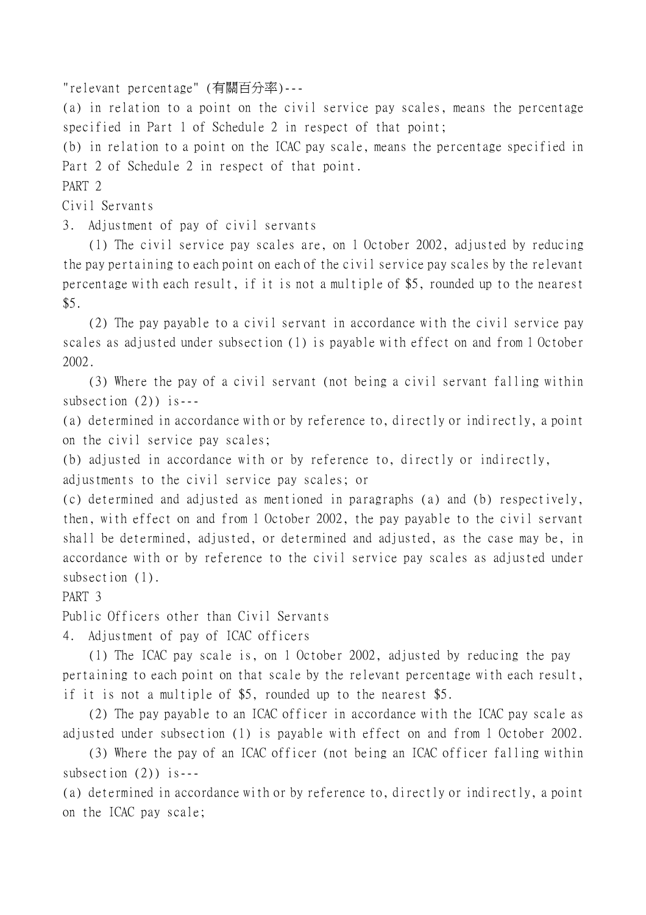"relevant percentage" (有關百分率)---

(a) in relation to a point on the civil service pay scales, means the percentage specified in Part 1 of Schedule 2 in respect of that point;

(b) in relation to a point on the ICAC pay scale, means the percentage specified in Part 2 of Schedule 2 in respect of that point.

PART 2

Civil Servants

3. Adjustment of pay of civil servants

(1) The civil service pay scales are, on 1 October 2002, adjusted by reducing the pay pertaining to each point on each of the civil service pay scales by the relevant percentage with each result, if it is not a multiple of $5, rounded up to the nearest $5.

(2) The pay payable to a civil servant in accordance with the civil service pay scales as adjusted under subsection (1) is payable with effect on and from 1 October 2002.

(3) Where the pay of a civil servant (not being a civil servant falling within subsection (2)) is---

(a) determined in accordance with or by reference to, directly or indirectly, a point on the civil service pay scales;

(b) adjusted in accordance with or by reference to, directly or indirectly, adjustments to the civil service pay scales; or

(c) determined and adjusted as mentioned in paragraphs (a) and (b) respectively, then, with effect on and from 1 October 2002, the pay payable to the civil servant shall be determined, adjusted, or determined and adjusted, as the case may be, in accordance with or by reference to the civil service pay scales as adjusted under subsection (1).

PART 3

Public Officers other than Civil Servants

4. Adjustment of pay of ICAC officers

(1) The ICAC pay scale is, on 1 October 2002, adjusted by reducing the pay pertaining to each point on that scale by the relevant percentage with each result, if it is not a multiple of $5, rounded up to the nearest $5.

(2) The pay payable to an ICAC officer in accordance with the ICAC pay scale as adjusted under subsection (1) is payable with effect on and from 1 October 2002.

(3) Where the pay of an ICAC officer (not being an ICAC officer falling within subsection (2)) is---

(a) determined in accordance with or by reference to, directly or indirectly, a point on the ICAC pay scale;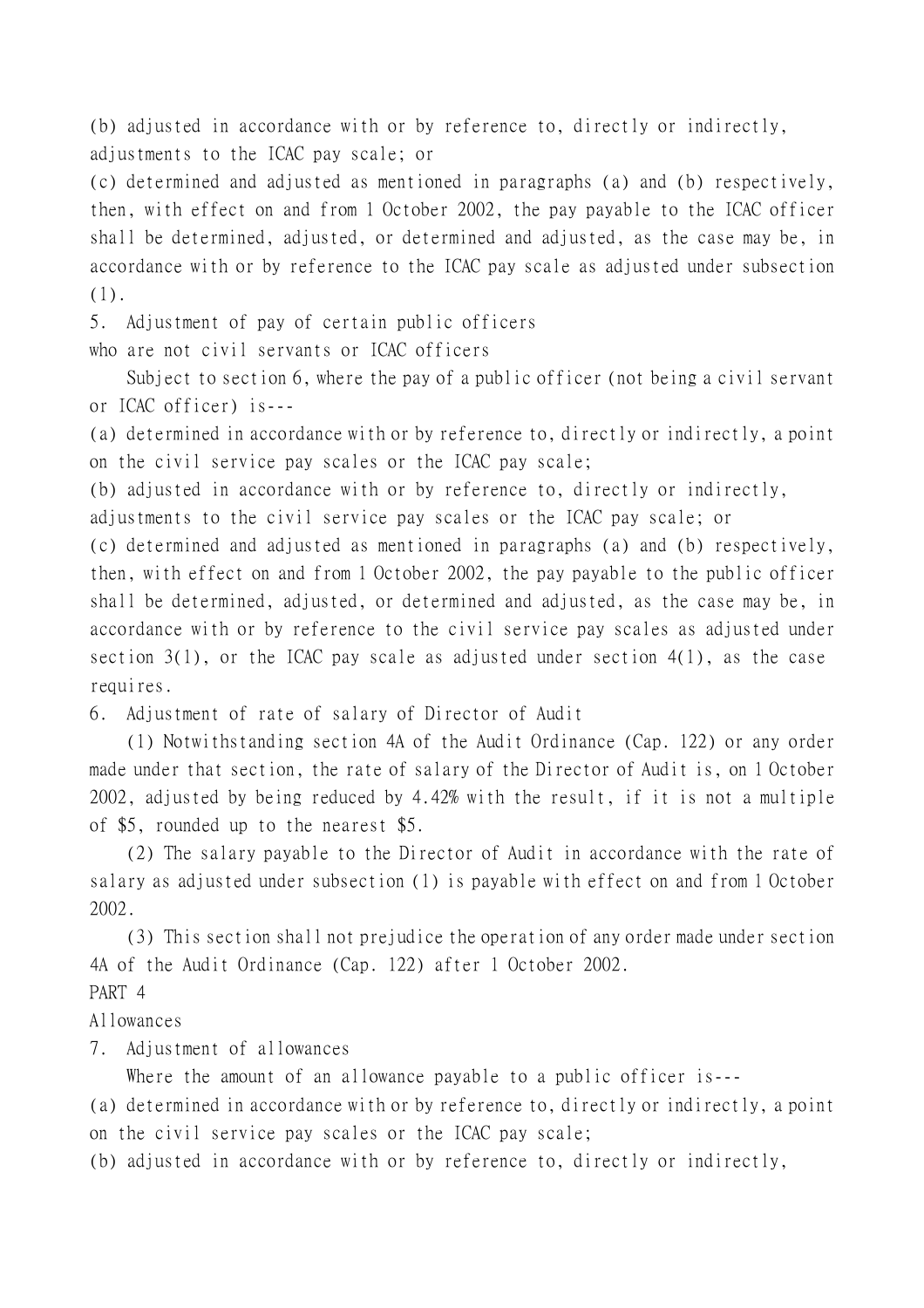(b) adjusted in accordance with or by reference to, directly or indirectly, adjustments to the ICAC pay scale; or

(c) determined and adjusted as mentioned in paragraphs (a) and (b) respectively, then, with effect on and from 1 October 2002, the pay payable to the ICAC officer shall be determined, adjusted, or determined and adjusted, as the case may be, in accordance with or by reference to the ICAC pay scale as adjusted under subsection (1).

5. Adjustment of pay of certain public officers who are not civil servants or ICAC officers

Subject to section 6, where the pay of a public officer (not being a civil servant or ICAC officer) is---

(a) determined in accordance with or by reference to, directly or indirectly, a point on the civil service pay scales or the ICAC pay scale;

(b) adjusted in accordance with or by reference to, directly or indirectly, adjustments to the civil service pay scales or the ICAC pay scale; or

(c) determined and adjusted as mentioned in paragraphs (a) and (b) respectively, then, with effect on and from 1 October 2002, the pay payable to the public officer shall be determined, adjusted, or determined and adjusted, as the case may be, in accordance with or by reference to the civil service pay scales as adjusted under section 3(1), or the ICAC pay scale as adjusted under section 4(1), as the case requires.

6. Adjustment of rate of salary of Director of Audit

(1) Notwithstanding section 4A of the Audit Ordinance (Cap. 122) or any order made under that section, the rate of salary of the Director of Audit is, on 1 October 2002, adjusted by being reduced by 4.42% with the result, if it is not a multiple of $5, rounded up to the nearest $5.

(2) The salary payable to the Director of Audit in accordance with the rate of salary as adjusted under subsection (1) is payable with effect on and from 1 October 2002.

(3) This section shall not prejudice the operation of any order made under section 4A of the Audit Ordinance (Cap. 122) after 1 October 2002.

PART 4

Allowances

7. Adjustment of allowances

Where the amount of an allowance payable to a public officer is---

(a) determined in accordance with or by reference to, directly or indirectly, a point on the civil service pay scales or the ICAC pay scale;

(b) adjusted in accordance with or by reference to, directly or indirectly,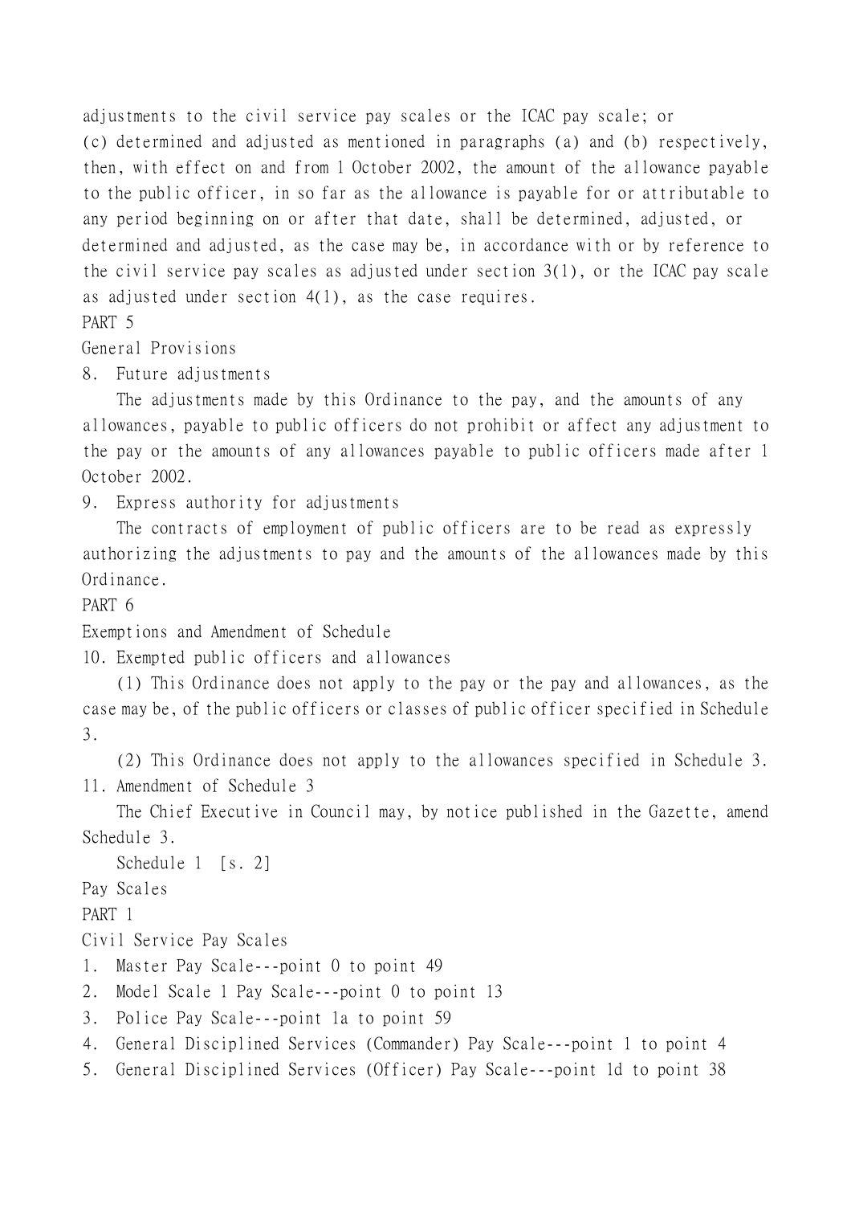adjustments to the civil service pay scales or the ICAC pay scale; or

(c) determined and adjusted as mentioned in paragraphs (a) and (b) respectively, then, with effect on and from 1 October 2002, the amount of the allowance payable to the public officer, in so far as the allowance is payable for or attributable to any period beginning on or after that date, shall be determined, adjusted, or determined and adjusted, as the case may be, in accordance with or by reference to the civil service pay scales as adjusted under section 3(1), or the ICAC pay scale as adjusted under section 4(1), as the case requires.

## PART 5

## General Provisions

### 8. Future adjustments

The adjustments made by this Ordinance to the pay, and the amounts of any allowances, payable to public officers do not prohibit or affect any adjustment to the pay or the amounts of any allowances payable to public officers made after 1 October 2002.

### 9. Express authority for adjustments

The contracts of employment of public officers are to be read as expressly authorizing the adjustments to pay and the amounts of the allowances made by this Ordinance.

## PART 6

## Exemptions and Amendment of Schedule

### 10. Exempted public officers and allowances

(1) This Ordinance does not apply to the pay or the pay and allowances, as the case may be, of the public officers or classes of public officer specified in Schedule 3.

(2) This Ordinance does not apply to the allowances specified in Schedule 3.

### 11. Amendment of Schedule 3

The Chief Executive in Council may, by notice published in the Gazette, amend Schedule 3.

## Schedule 1 [s. 2]

## Pay Scales

## PART 1

## Civil Service Pay Scales

1. Master Pay Scale---point 0 to point 49
2. Model Scale 1 Pay Scale---point 0 to point 13
3. Police Pay Scale---point 1a to point 59
4. General Disciplined Services (Commander) Pay Scale---point 1 to point 4
5. General Disciplined Services (Officer) Pay Scale---point 1d to point 38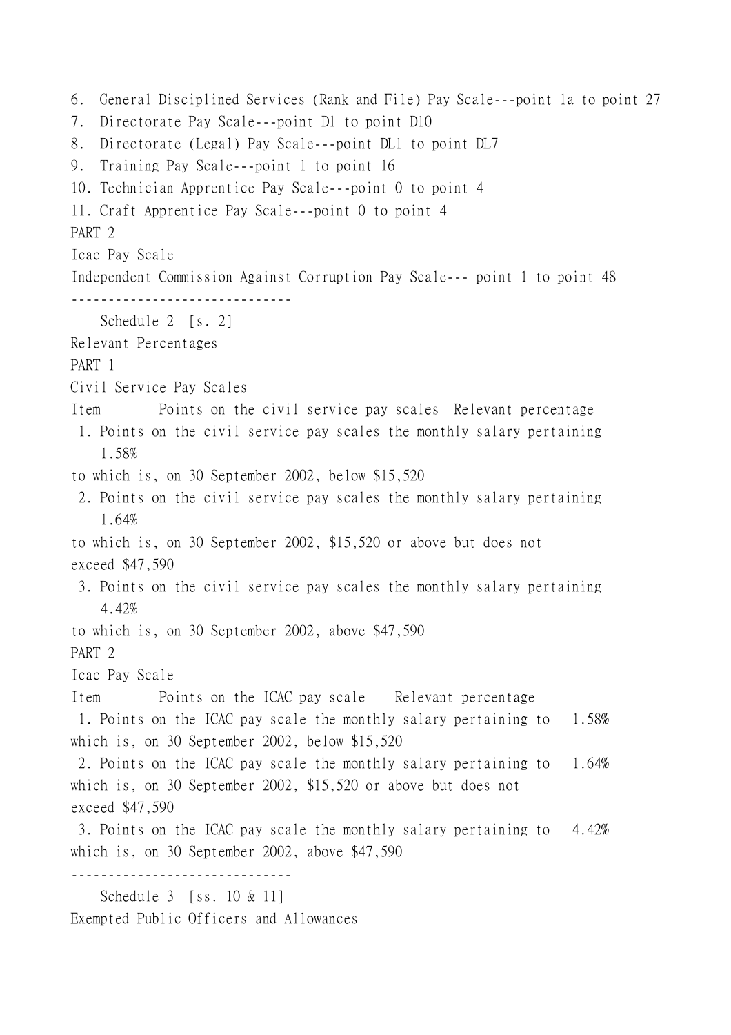6. General Disciplined Services (Rank and File) Pay Scale---point 1a to point 27
7. Directorate Pay Scale---point D1 to point D10
8. Directorate (Legal) Pay Scale---point DL1 to point DL7
9. Training Pay Scale---point 1 to point 16
10. Technician Apprentice Pay Scale---point 0 to point 4
11. Craft Apprentice Pay Scale---point 0 to point 4

PART 2

Icac Pay Scale

Independent Commission Against Corruption Pay Scale--- point 1 to point 48

------------------------------

Schedule 2 [s. 2]

Relevant Percentages

PART 1

Civil Service Pay Scales

| Item | Points on the civil service pay scales | Relevant percentage |
|---|---|---|
| 1. | Points on the civil service pay scales the monthly salary pertaining to which is, on 30 September 2002, below $15,520 | 1.58% |
| 2. | Points on the civil service pay scales the monthly salary pertaining to which is, on 30 September 2002, $15,520 or above but does not exceed $47,590 | 1.64% |
| 3. | Points on the civil service pay scales the monthly salary pertaining to which is, on 30 September 2002, above $47,590 | 4.42% |

PART 2

Icac Pay Scale

| Item | Points on the ICAC pay scale | Relevant percentage |
|---|---|---|
| 1. | Points on the ICAC pay scale the monthly salary pertaining to which is, on 30 September 2002, below $15,520 | 1.58% |
| 2. | Points on the ICAC pay scale the monthly salary pertaining to which is, on 30 September 2002, $15,520 or above but does not exceed $47,590 | 1.64% |
| 3. | Points on the ICAC pay scale the monthly salary pertaining to which is, on 30 September 2002, above $47,590 | 4.42% |

------------------------------

Schedule 3 [ss. 10 & 11]

Exempted Public Officers and Allowances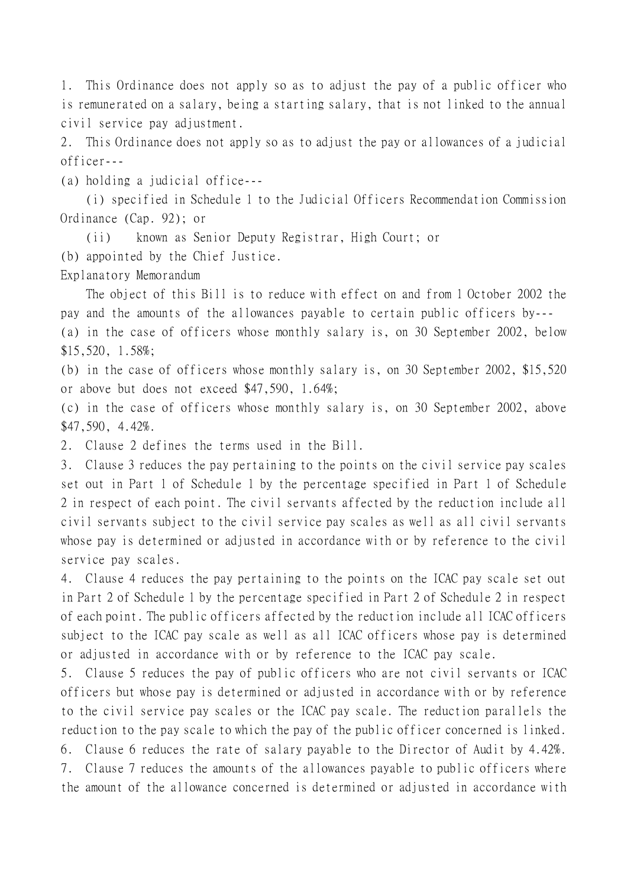1. This Ordinance does not apply so as to adjust the pay of a public officer who is remunerated on a salary, being a starting salary, that is not linked to the annual civil service pay adjustment.

2. This Ordinance does not apply so as to adjust the pay or allowances of a judicial officer---

(a) holding a judicial office---

(i) specified in Schedule 1 to the Judicial Officers Recommendation Commission Ordinance (Cap. 92); or

(ii) known as Senior Deputy Registrar, High Court; or

(b) appointed by the Chief Justice.

Explanatory Memorandum

The object of this Bill is to reduce with effect on and from 1 October 2002 the pay and the amounts of the allowances payable to certain public officers by---

(a) in the case of officers whose monthly salary is, on 30 September 2002, below $15,520, 1.58%;

(b) in the case of officers whose monthly salary is, on 30 September 2002, $15,520 or above but does not exceed $47,590, 1.64%;

(c) in the case of officers whose monthly salary is, on 30 September 2002, above $47,590, 4.42%.

2. Clause 2 defines the terms used in the Bill.

3. Clause 3 reduces the pay pertaining to the points on the civil service pay scales set out in Part 1 of Schedule 1 by the percentage specified in Part 1 of Schedule 2 in respect of each point. The civil servants affected by the reduction include all civil servants subject to the civil service pay scales as well as all civil servants whose pay is determined or adjusted in accordance with or by reference to the civil service pay scales.

4. Clause 4 reduces the pay pertaining to the points on the ICAC pay scale set out in Part 2 of Schedule 1 by the percentage specified in Part 2 of Schedule 2 in respect of each point. The public officers affected by the reduction include all ICAC officers subject to the ICAC pay scale as well as all ICAC officers whose pay is determined or adjusted in accordance with or by reference to the ICAC pay scale.

5. Clause 5 reduces the pay of public officers who are not civil servants or ICAC officers but whose pay is determined or adjusted in accordance with or by reference to the civil service pay scales or the ICAC pay scale. The reduction parallels the reduction to the pay scale to which the pay of the public officer concerned is linked.

6. Clause 6 reduces the rate of salary payable to the Director of Audit by 4.42%.

7. Clause 7 reduces the amounts of the allowances payable to public officers where the amount of the allowance concerned is determined or adjusted in accordance with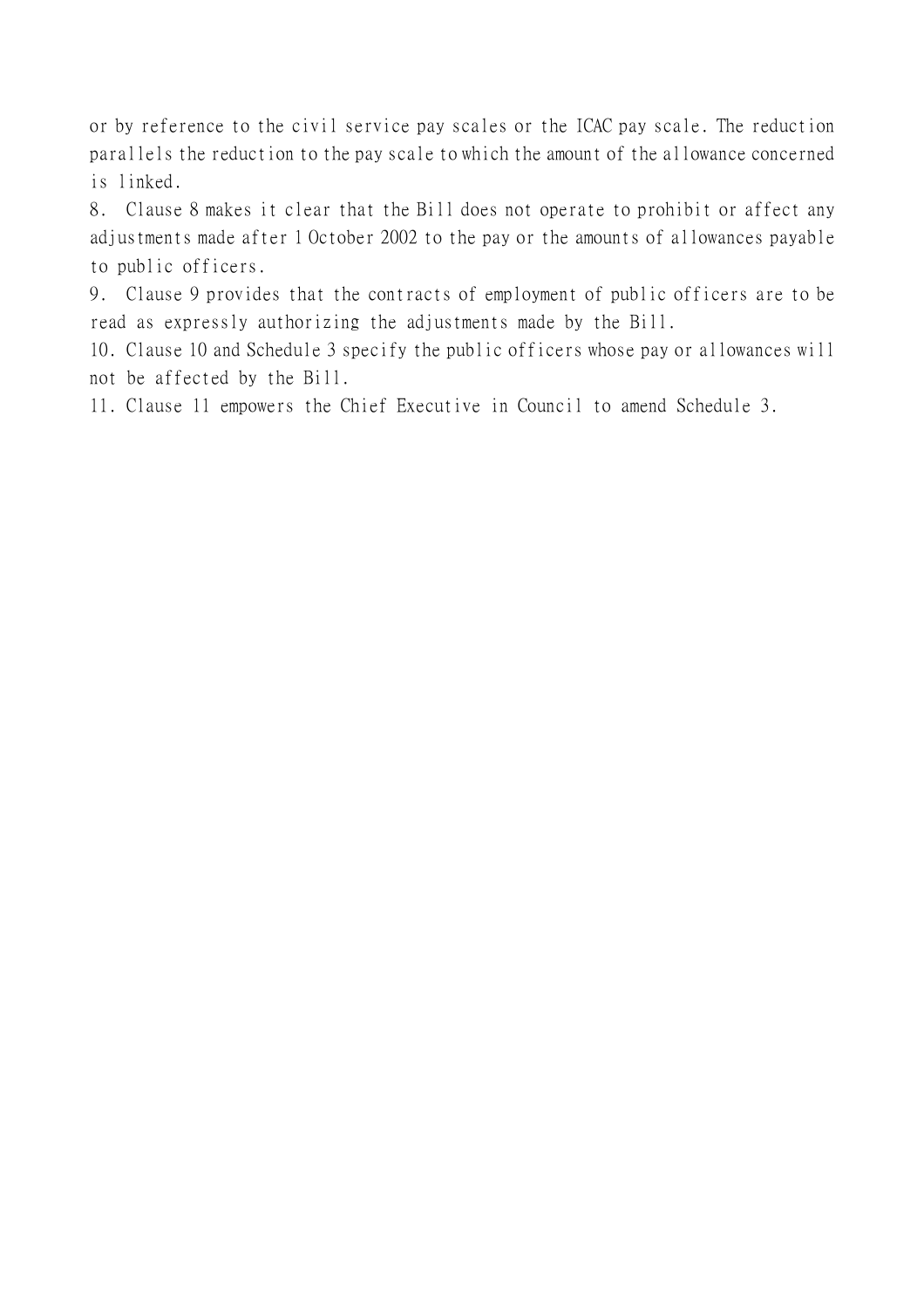or by reference to the civil service pay scales or the ICAC pay scale. The reduction parallels the reduction to the pay scale to which the amount of the allowance concerned is linked.

8. Clause 8 makes it clear that the Bill does not operate to prohibit or affect any adjustments made after 1 October 2002 to the pay or the amounts of allowances payable to public officers.

9. Clause 9 provides that the contracts of employment of public officers are to be read as expressly authorizing the adjustments made by the Bill.

10. Clause 10 and Schedule 3 specify the public officers whose pay or allowances will not be affected by the Bill.

11. Clause 11 empowers the Chief Executive in Council to amend Schedule 3.